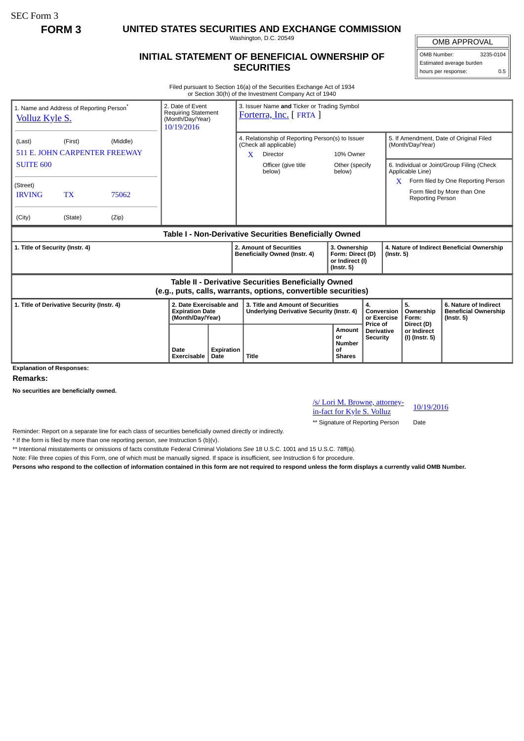SEC Form 3

**FORM 3**

# UNITED STATES SECURITIES AND EXCHANGE COMMISSION

Washington, D.C. 20549

## INITIAL STATEMENT OF BENEFICIAL OWNERSHIP OF SECURITIES

| OMB APPROVAL | |
|---|---|
| OMB Number: | 3235-0104 |
| Estimated average burden hours per response: | 0.5 |

Filed pursuant to Section 16(a) of the Securities Exchange Act of 1934 or Section 30(h) of the Investment Company Act of 1940

| | | |
|---|---|---|
| 1. Name and Address of Reporting Person* Volluz Kyle S. (Last) (First) (Middle) 511 E. JOHN CARPENTER FREEWAY SUITE 600 (Street) IRVING TX 75062 (City) (State) (Zip) | 2. Date of Event Requiring Statement (Month/Day/Year) 10/19/2016 | 3. Issuer Name **and** Ticker or Trading Symbol Forterra, Inc. [ FRTA ] |
| | | 4. Relationship of Reporting Person(s) to Issuer (Check all applicable) X Director / 10% Owner / Officer (give title below) / Other (specify below) |
| | | 5. If Amendment, Date of Original Filed (Month/Day/Year) |
| | | 6. Individual or Joint/Group Filing (Check Applicable Line) X Form filed by One Reporting Person / Form filed by More than One Reporting Person |

**Table I - Non-Derivative Securities Beneficially Owned**

| 1. Title of Security (Instr. 4) | 2. Amount of Securities Beneficially Owned (Instr. 4) | 3. Ownership Form: Direct (D) or Indirect (I) (Instr. 5) | 4. Nature of Indirect Beneficial Ownership (Instr. 5) |
|---|---|---|---|

**Table II - Derivative Securities Beneficially Owned (e.g., puts, calls, warrants, options, convertible securities)**

| 1. Title of Derivative Security (Instr. 4) | 2. Date Exercisable and Expiration Date (Month/Day/Year) | | 3. Title and Amount of Securities Underlying Derivative Security (Instr. 4) | | 4. Conversion or Exercise Price of Derivative Security | 5. Ownership Form: Direct (D) or Indirect (I) (Instr. 5) | 6. Nature of Indirect Beneficial Ownership (Instr. 5) |
|---|---|---|---|---|---|---|---|
| | Date Exercisable | Expiration Date | Title | Amount or Number of Shares | | | |

**Explanation of Responses:**

**Remarks:**

**No securities are beneficially owned.**

/s/ Lori M. Browne, attorney-in-fact for Kyle S. Volluz — 10/19/2016

** Signature of Reporting Person — Date

Reminder: Report on a separate line for each class of securities beneficially owned directly or indirectly.

* If the form is filed by more than one reporting person, *see* Instruction 5 (b)(v).

** Intentional misstatements or omissions of facts constitute Federal Criminal Violations *See* 18 U.S.C. 1001 and 15 U.S.C. 78ff(a).

Note: File three copies of this Form, one of which must be manually signed. If space is insufficient, *see* Instruction 6 for procedure.

**Persons who respond to the collection of information contained in this form are not required to respond unless the form displays a currently valid OMB Number.**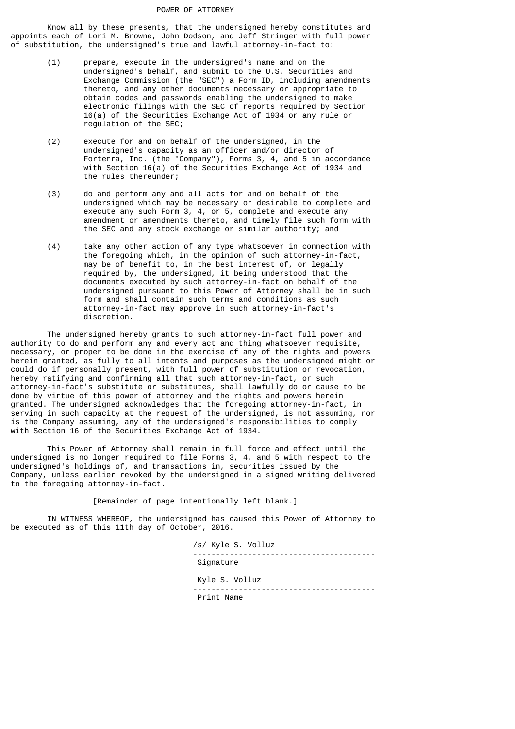# POWER OF ATTORNEY

Know all by these presents, that the undersigned hereby constitutes and appoints each of Lori M. Browne, John Dodson, and Jeff Stringer with full power of substitution, the undersigned's true and lawful attorney-in-fact to:

(1) prepare, execute in the undersigned's name and on the undersigned's behalf, and submit to the U.S. Securities and Exchange Commission (the "SEC") a Form ID, including amendments thereto, and any other documents necessary or appropriate to obtain codes and passwords enabling the undersigned to make electronic filings with the SEC of reports required by Section 16(a) of the Securities Exchange Act of 1934 or any rule or regulation of the SEC;

(2) execute for and on behalf of the undersigned, in the undersigned's capacity as an officer and/or director of Forterra, Inc. (the "Company"), Forms 3, 4, and 5 in accordance with Section 16(a) of the Securities Exchange Act of 1934 and the rules thereunder;

(3) do and perform any and all acts for and on behalf of the undersigned which may be necessary or desirable to complete and execute any such Form 3, 4, or 5, complete and execute any amendment or amendments thereto, and timely file such form with the SEC and any stock exchange or similar authority; and

(4) take any other action of any type whatsoever in connection with the foregoing which, in the opinion of such attorney-in-fact, may be of benefit to, in the best interest of, or legally required by, the undersigned, it being understood that the documents executed by such attorney-in-fact on behalf of the undersigned pursuant to this Power of Attorney shall be in such form and shall contain such terms and conditions as such attorney-in-fact may approve in such attorney-in-fact's discretion.

The undersigned hereby grants to such attorney-in-fact full power and authority to do and perform any and every act and thing whatsoever requisite, necessary, or proper to be done in the exercise of any of the rights and powers herein granted, as fully to all intents and purposes as the undersigned might or could do if personally present, with full power of substitution or revocation, hereby ratifying and confirming all that such attorney-in-fact, or such attorney-in-fact's substitute or substitutes, shall lawfully do or cause to be done by virtue of this power of attorney and the rights and powers herein granted. The undersigned acknowledges that the foregoing attorney-in-fact, in serving in such capacity at the request of the undersigned, is not assuming, nor is the Company assuming, any of the undersigned's responsibilities to comply with Section 16 of the Securities Exchange Act of 1934.

This Power of Attorney shall remain in full force and effect until the undersigned is no longer required to file Forms 3, 4, and 5 with respect to the undersigned's holdings of, and transactions in, securities issued by the Company, unless earlier revoked by the undersigned in a signed writing delivered to the foregoing attorney-in-fact.

[Remainder of page intentionally left blank.]

IN WITNESS WHEREOF, the undersigned has caused this Power of Attorney to be executed as of this 11th day of October, 2016.

/s/ Kyle S. Volluz

---

Signature

Kyle S. Volluz

---

Print Name